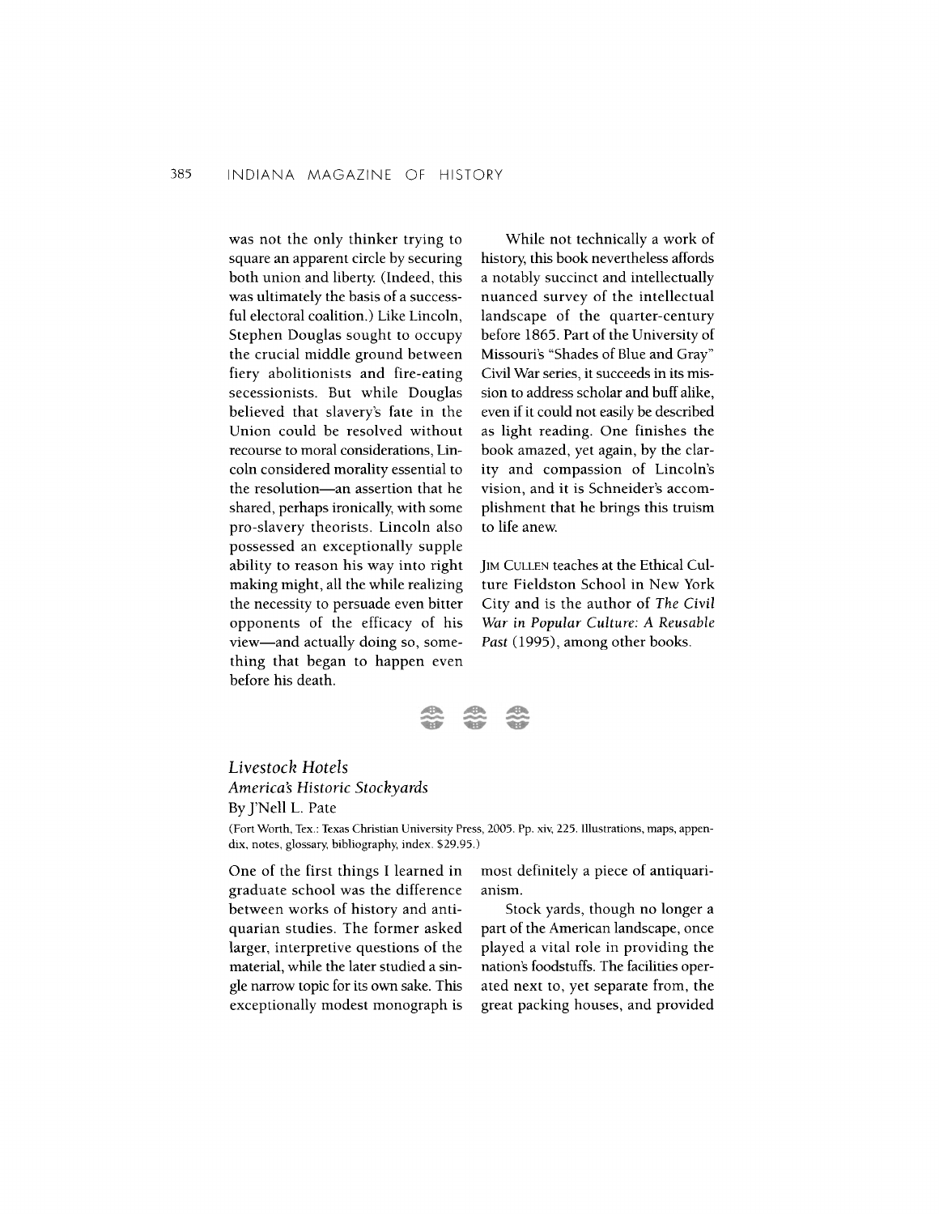was not the only thinker trying to square an apparent circle by securing both union and liberty. (Indeed, this was ultimately the basis of a successful electoral coalition.) Like Lincoln, Stephen Douglas sought to occupy the crucial middle ground between fiery abolitionists and fire-eating secessionists. But while Douglas believed that slavery's fate in the Union could be resolved without recourse to moral considerations, Lincoln considered morality essential to the resolution—an assertion that he shared, perhaps ironically, with some pro-slavery theorists. Lincoln also possessed an exceptionally supple ability to reason his way into right making might, all the while realizing the necessity to persuade even bitter opponents of the efficacy of his view—and actually doing so, something that began to happen even before his death.

While not technically a work of history, this book nevertheless affords a notably succinct and intellectually nuanced survey of the intellectual landscape of the quarter-century before 1865. Part of the University of Missouri's "Shades of Blue and Gray" Civil War series, it succeeds in its mission to address scholar and buff alike, even if it could not easily be described as light reading. One finishes the book amazed, yet again, by the clarity and compassion of Lincoln's vision, and it is Schneider's accomplishment that he brings this truism to life anew.

JIM CULLEN teaches at the Ethical Culture Fieldston School in New York City and is the author of *The Civil War in Popular Culture: A Reusable Past* (1995), among other books.

---

*Livestock Hotels*
*America's Historic Stockyards*
By J'Nell L. Pate

(Fort Worth, Tex.: Texas Christian University Press, 2005. Pp. xiv, 225. Illustrations, maps, appendix, notes, glossary, bibliography, index. $29.95.)

One of the first things I learned in graduate school was the difference between works of history and antiquarian studies. The former asked larger, interpretive questions of the material, while the later studied a single narrow topic for its own sake. This exceptionally modest monograph is most definitely a piece of antiquarianism.

Stock yards, though no longer a part of the American landscape, once played a vital role in providing the nation's foodstuffs. The facilities operated next to, yet separate from, the great packing houses, and provided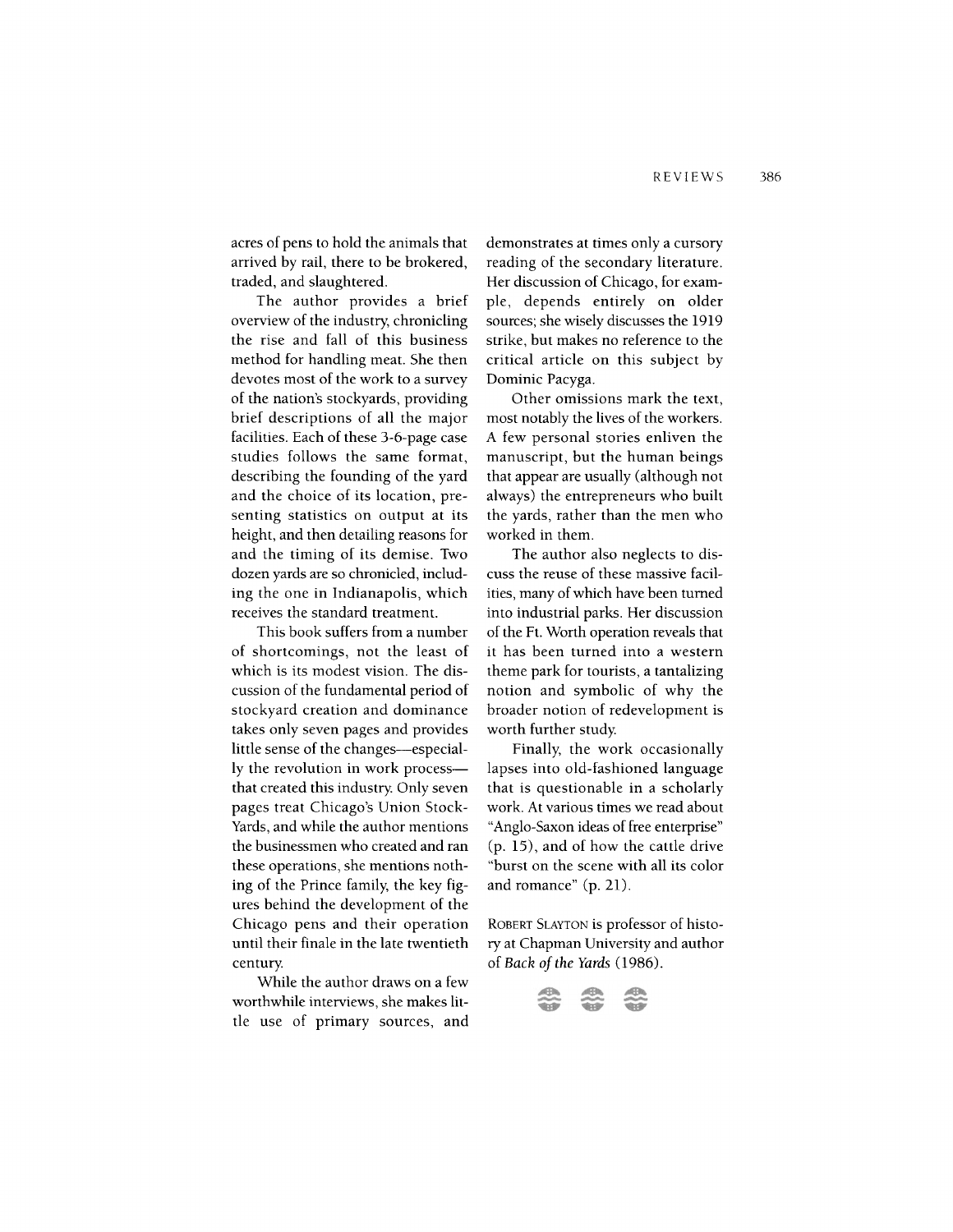acres of pens to hold the animals that arrived by rail, there to be brokered, traded, and slaughtered.

The author provides a brief overview of the industry, chronicling the rise and fall of this business method for handling meat. She then devotes most of the work to a survey of the nation's stockyards, providing brief descriptions of all the major facilities. Each of these 3-6-page case studies follows the same format, describing the founding of the yard and the choice of its location, presenting statistics on output at its height, and then detailing reasons for and the timing of its demise. Two dozen yards are so chronicled, including the one in Indianapolis, which receives the standard treatment.

This book suffers from a number of shortcomings, not the least of which is its modest vision. The discussion of the fundamental period of stockyard creation and dominance takes only seven pages and provides little sense of the changes—especially the revolution in work process—that created this industry. Only seven pages treat Chicago's Union Stock-Yards, and while the author mentions the businessmen who created and ran these operations, she mentions nothing of the Prince family, the key figures behind the development of the Chicago pens and their operation until their finale in the late twentieth century.

While the author draws on a few worthwhile interviews, she makes little use of primary sources, and demonstrates at times only a cursory reading of the secondary literature. Her discussion of Chicago, for example, depends entirely on older sources; she wisely discusses the 1919 strike, but makes no reference to the critical article on this subject by Dominic Pacyga.

Other omissions mark the text, most notably the lives of the workers. A few personal stories enliven the manuscript, but the human beings that appear are usually (although not always) the entrepreneurs who built the yards, rather than the men who worked in them.

The author also neglects to discuss the reuse of these massive facilities, many of which have been turned into industrial parks. Her discussion of the Ft. Worth operation reveals that it has been turned into a western theme park for tourists, a tantalizing notion and symbolic of why the broader notion of redevelopment is worth further study.

Finally, the work occasionally lapses into old-fashioned language that is questionable in a scholarly work. At various times we read about "Anglo-Saxon ideas of free enterprise" (p. 15), and of how the cattle drive "burst on the scene with all its color and romance" (p. 21).

ROBERT SLAYTON is professor of history at Chapman University and author of *Back of the Yards* (1986).